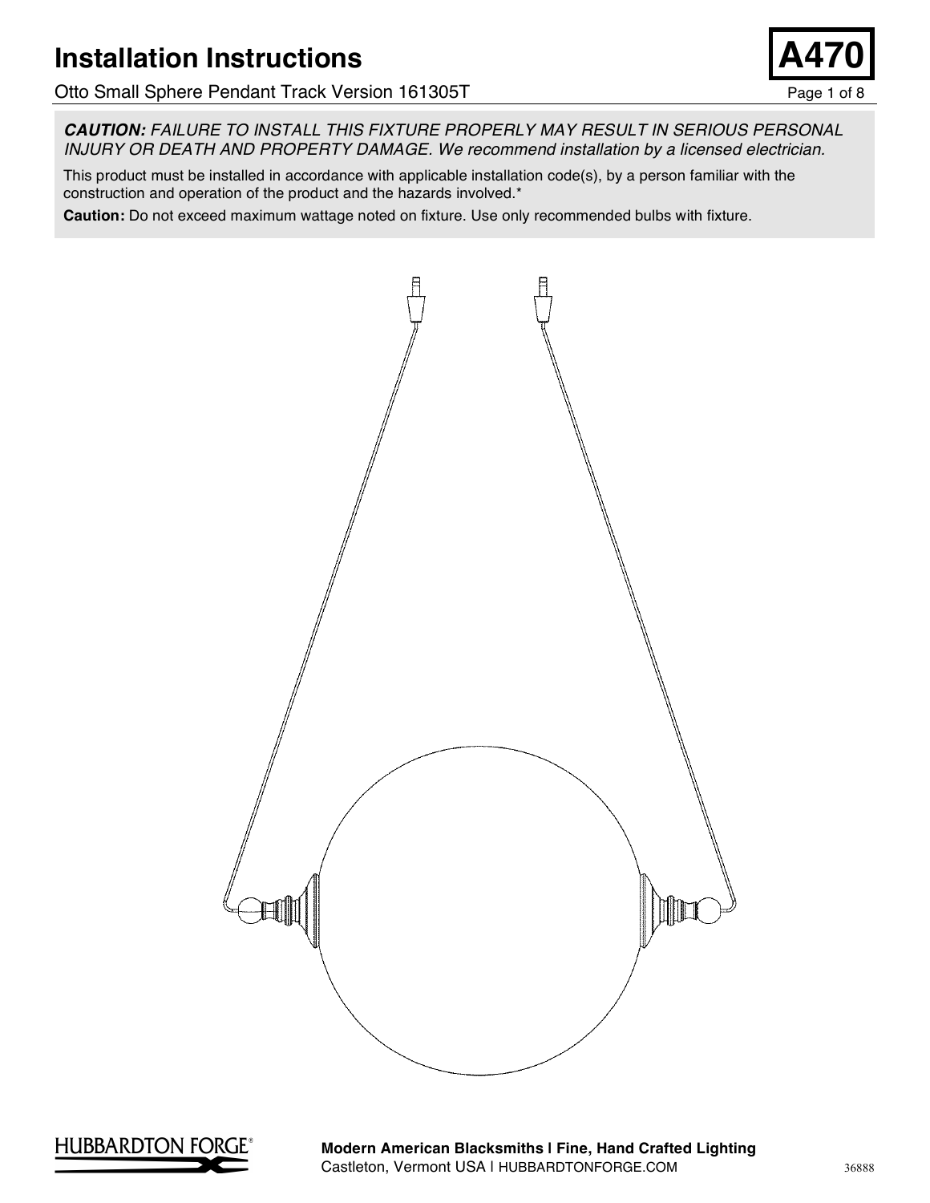# Installation Instructions

Otto Small Sphere Pendant Track Version 161305T

**A470**

***CAUTION:*** *FAILURE TO INSTALL THIS FIXTURE PROPERLY MAY RESULT IN SERIOUS PERSONAL INJURY OR DEATH AND PROPERTY DAMAGE. We recommend installation by a licensed electrician.*

This product must be installed in accordance with applicable installation code(s), by a person familiar with the construction and operation of the product and the hazards involved.*

**Caution:** Do not exceed maximum wattage noted on fixture. Use only recommended bulbs with fixture.

HUBBARDTON FORGE®

**Modern American Blacksmiths | Fine, Hand Crafted Lighting**
Castleton, Vermont USA | HUBBARDTONFORGE.COM

36888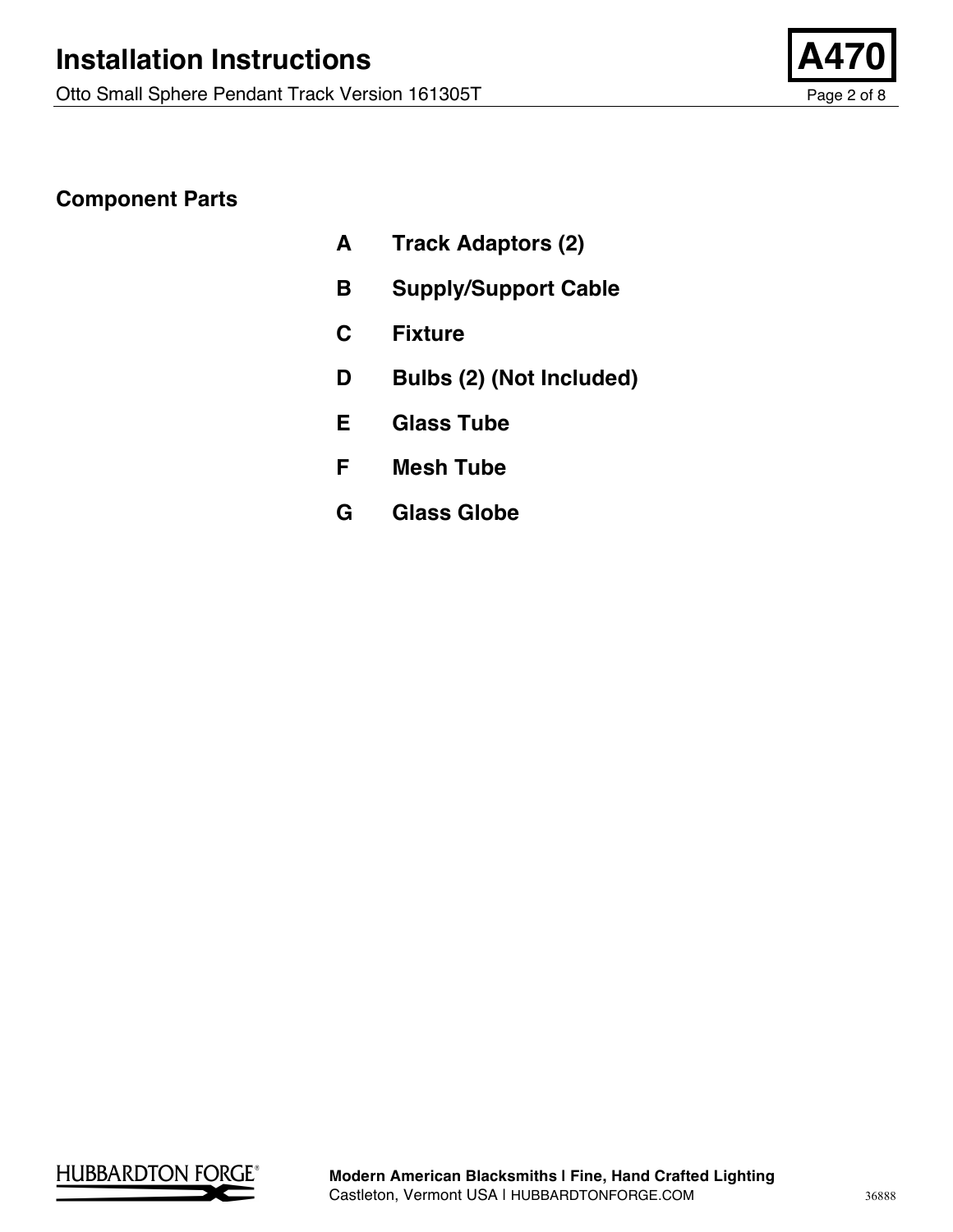## Component Parts

- **A** **Track Adaptors (2)**
- **B** **Supply/Support Cable**
- **C** **Fixture**
- **D** **Bulbs (2) (Not Included)**
- **E** **Glass Tube**
- **F** **Mesh Tube**
- **G** **Glass Globe**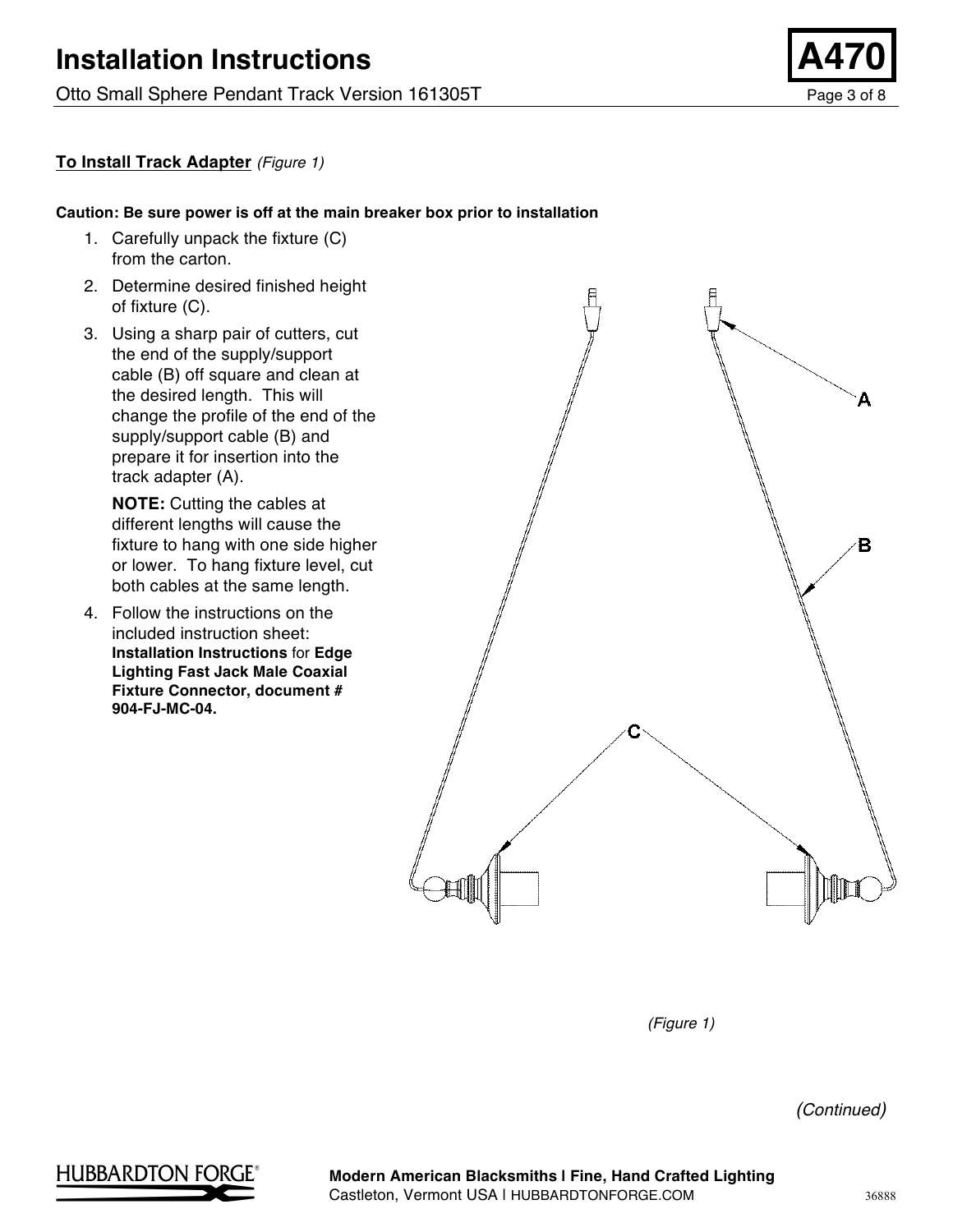**To Install Track Adapter** *(Figure 1)*

**Caution: Be sure power is off at the main breaker box prior to installation**

1. Carefully unpack the fixture (C) from the carton.
2. Determine desired finished height of fixture (C).
3. Using a sharp pair of cutters, cut the end of the supply/support cable (B) off square and clean at the desired length. This will change the profile of the end of the supply/support cable (B) and prepare it for insertion into the track adapter (A).

   **NOTE:** Cutting the cables at different lengths will cause the fixture to hang with one side higher or lower. To hang fixture level, cut both cables at the same length.
4. Follow the instructions on the included instruction sheet: **Installation Instructions** for **Edge Lighting Fast Jack Male Coaxial Fixture Connector, document # 904-FJ-MC-04.**

A

B

C

*(Figure 1)*

*(Continued)*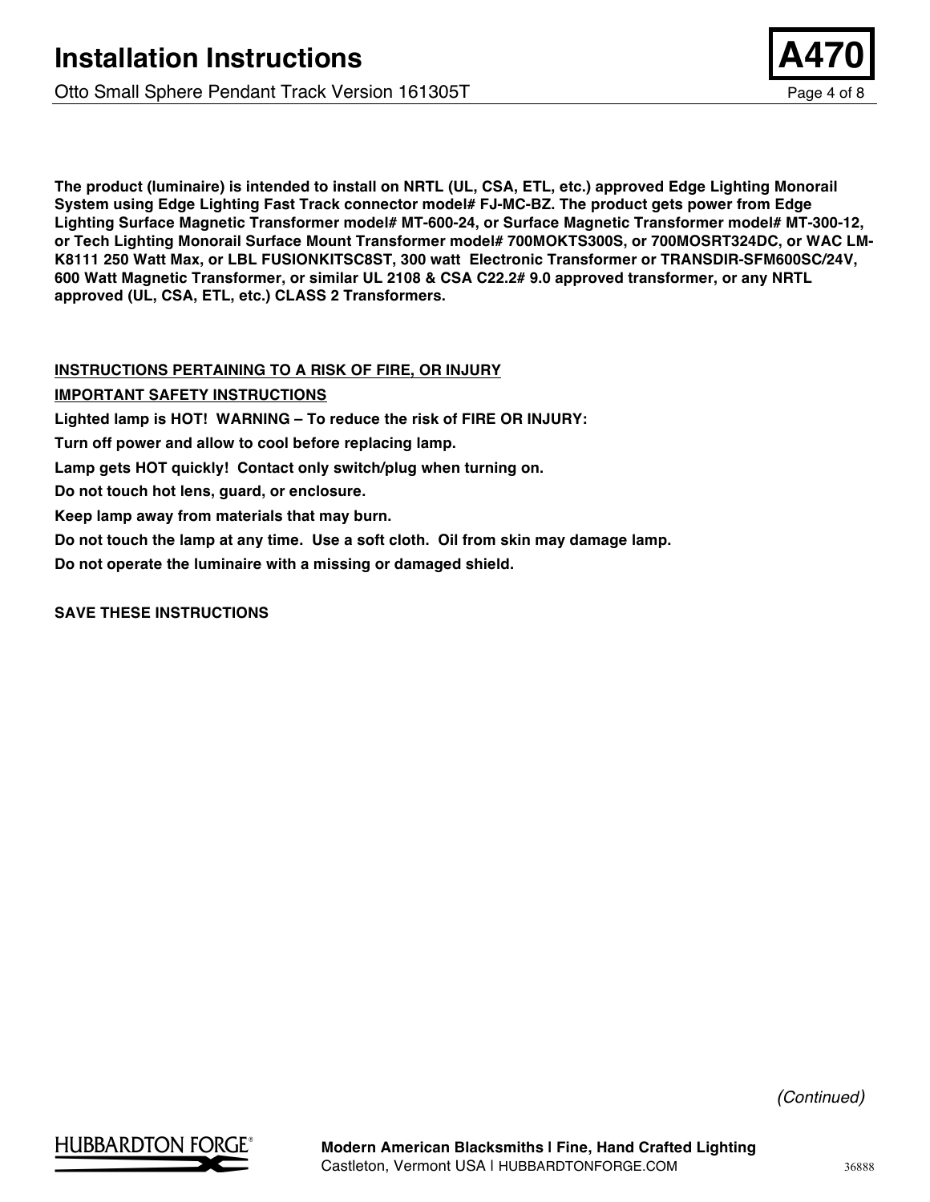**The product (luminaire) is intended to install on NRTL (UL, CSA, ETL, etc.) approved Edge Lighting Monorail System using Edge Lighting Fast Track connector model# FJ-MC-BZ. The product gets power from Edge Lighting Surface Magnetic Transformer model# MT-600-24, or Surface Magnetic Transformer model# MT-300-12, or Tech Lighting Monorail Surface Mount Transformer model# 700MOKTS300S, or 700MOSRT324DC, or WAC LM-K8111 250 Watt Max, or LBL FUSIONKITSC8ST, 300 watt Electronic Transformer or TRANSDIR-SFM600SC/24V, 600 Watt Magnetic Transformer, or similar UL 2108 & CSA C22.2# 9.0 approved transformer, or any NRTL approved (UL, CSA, ETL, etc.) CLASS 2 Transformers.**

**<u>INSTRUCTIONS PERTAINING TO A RISK OF FIRE, OR INJURY</u>**

**<u>IMPORTANT SAFETY INSTRUCTIONS</u>**

**Lighted lamp is HOT! WARNING – To reduce the risk of FIRE OR INJURY:**

**Turn off power and allow to cool before replacing lamp.**

**Lamp gets HOT quickly! Contact only switch/plug when turning on.**

**Do not touch hot lens, guard, or enclosure.**

**Keep lamp away from materials that may burn.**

**Do not touch the lamp at any time. Use a soft cloth. Oil from skin may damage lamp.**

**Do not operate the luminaire with a missing or damaged shield.**

**SAVE THESE INSTRUCTIONS**

*(Continued)*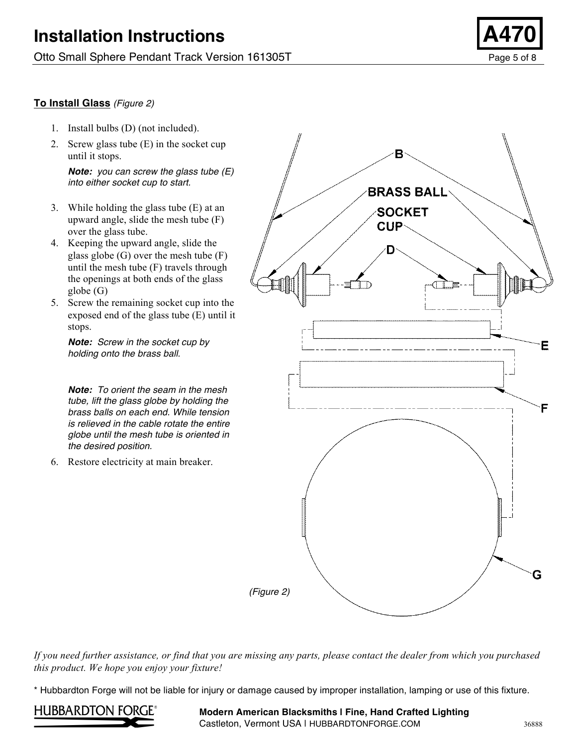**To Install Glass** *(Figure 2)*

1. Install bulbs (D) (not included).
2. Screw glass tube (E) in the socket cup until it stops.

   ***Note:*** *you can screw the glass tube (E) into either socket cup to start.*

3. While holding the glass tube (E) at an upward angle, slide the mesh tube (F) over the glass tube.
4. Keeping the upward angle, slide the glass globe (G) over the mesh tube (F) until the mesh tube (F) travels through the openings at both ends of the glass globe (G)
5. Screw the remaining socket cup into the exposed end of the glass tube (E) until it stops.

   ***Note:*** *Screw in the socket cup by holding onto the brass ball.*

   ***Note:*** *To orient the seam in the mesh tube, lift the glass globe by holding the brass balls on each end. While tension is relieved in the cable rotate the entire globe until the mesh tube is oriented in the desired position.*

6. Restore electricity at main breaker.

B

BRASS BALL

SOCKET CUP

D

E

F

G

*(Figure 2)*

*If you need further assistance, or find that you are missing any parts, please contact the dealer from which you purchased this product. We hope you enjoy your fixture!*

* Hubbardton Forge will not be liable for injury or damage caused by improper installation, lamping or use of this fixture.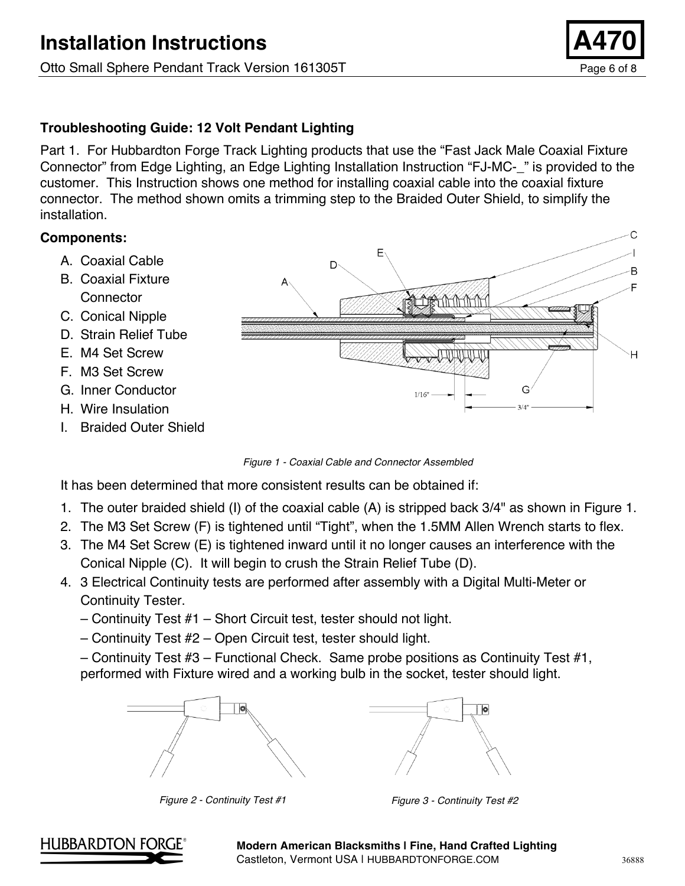## Troubleshooting Guide: 12 Volt Pendant Lighting

Part 1. For Hubbardton Forge Track Lighting products that use the "Fast Jack Male Coaxial Fixture Connector" from Edge Lighting, an Edge Lighting Installation Instruction "FJ-MC-_" is provided to the customer. This Instruction shows one method for installing coaxial cable into the coaxial fixture connector. The method shown omits a trimming step to the Braided Outer Shield, to simplify the installation.

### Components:

A. Coaxial Cable
B. Coaxial Fixture Connector
C. Conical Nipple
D. Strain Relief Tube
E. M4 Set Screw
F. M3 Set Screw
G. Inner Conductor
H. Wire Insulation
I. Braided Outer Shield

*Figure 1 - Coaxial Cable and Connector Assembled*

It has been determined that more consistent results can be obtained if:

1. The outer braided shield (I) of the coaxial cable (A) is stripped back 3/4" as shown in Figure 1.
2. The M3 Set Screw (F) is tightened until "Tight", when the 1.5MM Allen Wrench starts to flex.
3. The M4 Set Screw (E) is tightened inward until it no longer causes an interference with the Conical Nipple (C). It will begin to crush the Strain Relief Tube (D).
4. 3 Electrical Continuity tests are performed after assembly with a Digital Multi-Meter or Continuity Tester.
   – Continuity Test #1 – Short Circuit test, tester should not light.
   – Continuity Test #2 – Open Circuit test, tester should light.
   – Continuity Test #3 – Functional Check. Same probe positions as Continuity Test #1, performed with Fixture wired and a working bulb in the socket, tester should light.

*Figure 2 - Continuity Test #1*

*Figure 3 - Continuity Test #2*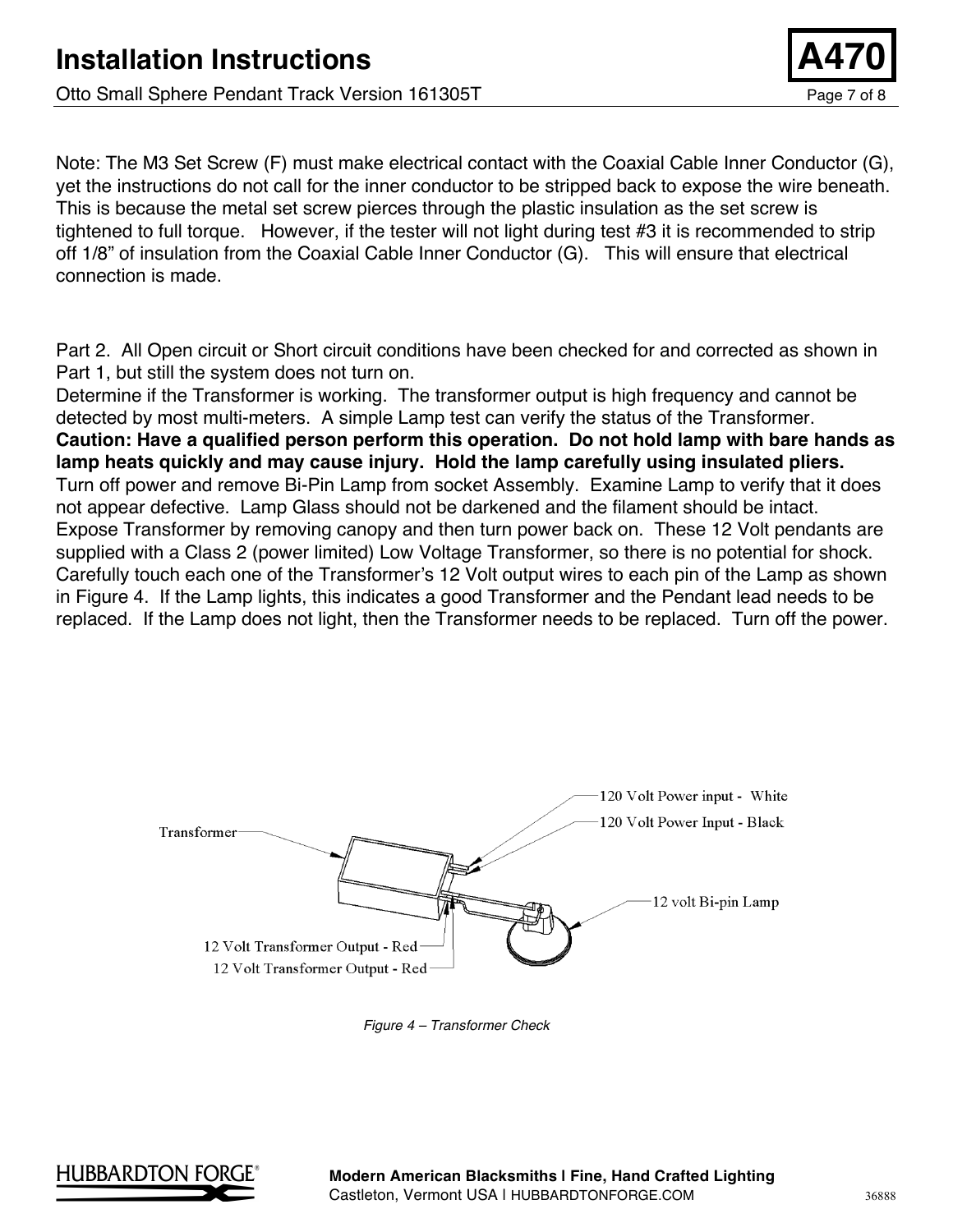Note: The M3 Set Screw (F) must make electrical contact with the Coaxial Cable Inner Conductor (G), yet the instructions do not call for the inner conductor to be stripped back to expose the wire beneath. This is because the metal set screw pierces through the plastic insulation as the set screw is tightened to full torque. However, if the tester will not light during test #3 it is recommended to strip off 1/8" of insulation from the Coaxial Cable Inner Conductor (G). This will ensure that electrical connection is made.

Part 2. All Open circuit or Short circuit conditions have been checked for and corrected as shown in Part 1, but still the system does not turn on.
Determine if the Transformer is working. The transformer output is high frequency and cannot be detected by most multi-meters. A simple Lamp test can verify the status of the Transformer.
**Caution: Have a qualified person perform this operation. Do not hold lamp with bare hands as lamp heats quickly and may cause injury. Hold the lamp carefully using insulated pliers.**
Turn off power and remove Bi-Pin Lamp from socket Assembly. Examine Lamp to verify that it does not appear defective. Lamp Glass should not be darkened and the filament should be intact.
Expose Transformer by removing canopy and then turn power back on. These 12 Volt pendants are supplied with a Class 2 (power limited) Low Voltage Transformer, so there is no potential for shock. Carefully touch each one of the Transformer's 12 Volt output wires to each pin of the Lamp as shown in Figure 4. If the Lamp lights, this indicates a good Transformer and the Pendant lead needs to be replaced. If the Lamp does not light, then the Transformer needs to be replaced. Turn off the power.

Transformer

120 Volt Power input - White

120 Volt Power Input - Black

12 volt Bi-pin Lamp

12 Volt Transformer Output - Red

12 Volt Transformer Output - Red

*Figure 4 – Transformer Check*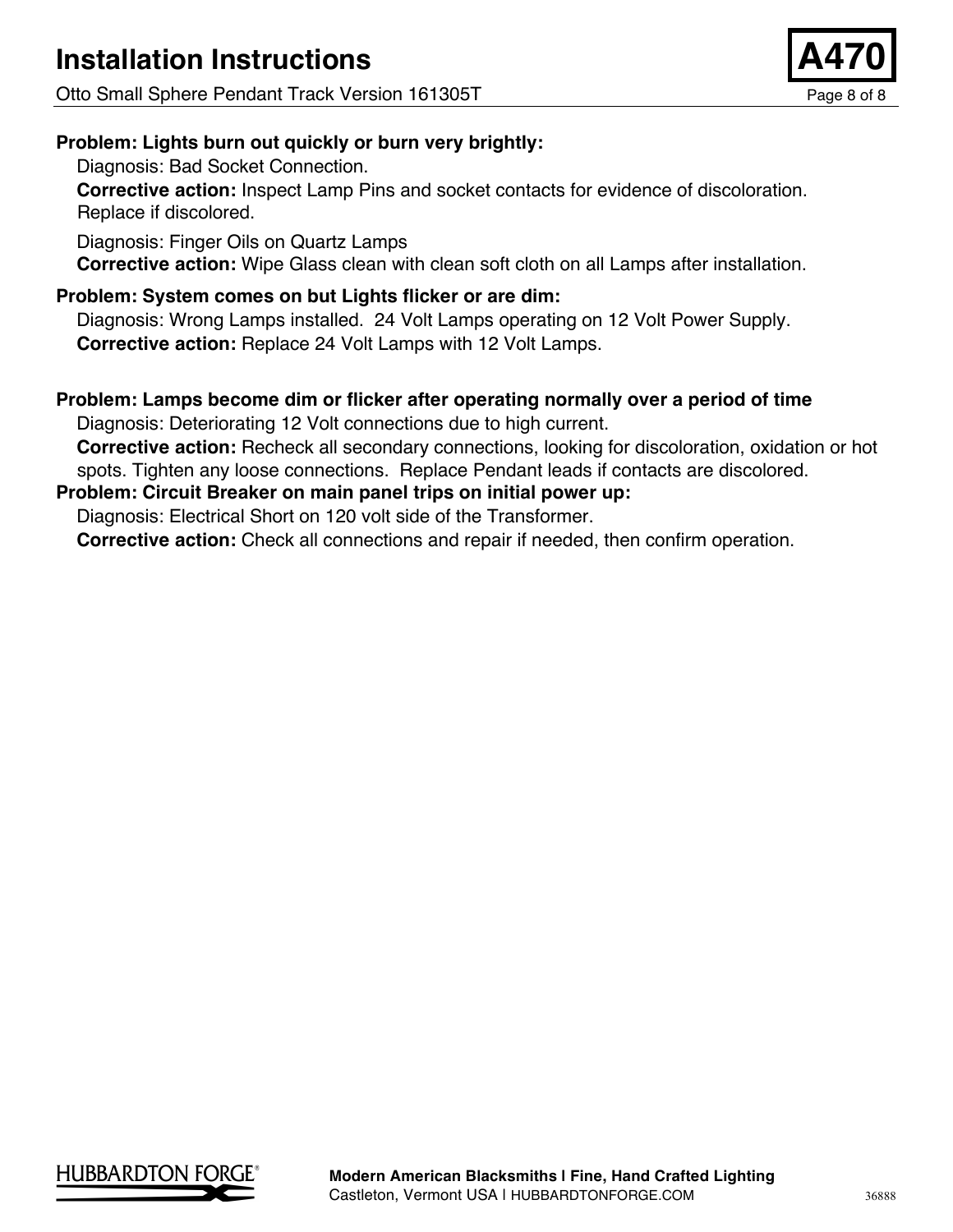**Problem: Lights burn out quickly or burn very brightly:**

Diagnosis: Bad Socket Connection.

**Corrective action:** Inspect Lamp Pins and socket contacts for evidence of discoloration. Replace if discolored.

Diagnosis: Finger Oils on Quartz Lamps

**Corrective action:** Wipe Glass clean with clean soft cloth on all Lamps after installation.

**Problem: System comes on but Lights flicker or are dim:**

Diagnosis: Wrong Lamps installed. 24 Volt Lamps operating on 12 Volt Power Supply.

**Corrective action:** Replace 24 Volt Lamps with 12 Volt Lamps.

**Problem: Lamps become dim or flicker after operating normally over a period of time**

Diagnosis: Deteriorating 12 Volt connections due to high current.

**Corrective action:** Recheck all secondary connections, looking for discoloration, oxidation or hot spots. Tighten any loose connections. Replace Pendant leads if contacts are discolored.

**Problem: Circuit Breaker on main panel trips on initial power up:**

Diagnosis: Electrical Short on 120 volt side of the Transformer.

**Corrective action:** Check all connections and repair if needed, then confirm operation.

**Modern American Blacksmiths | Fine, Hand Crafted Lighting**
Castleton, Vermont USA | HUBBARDTONFORGE.COM

36888